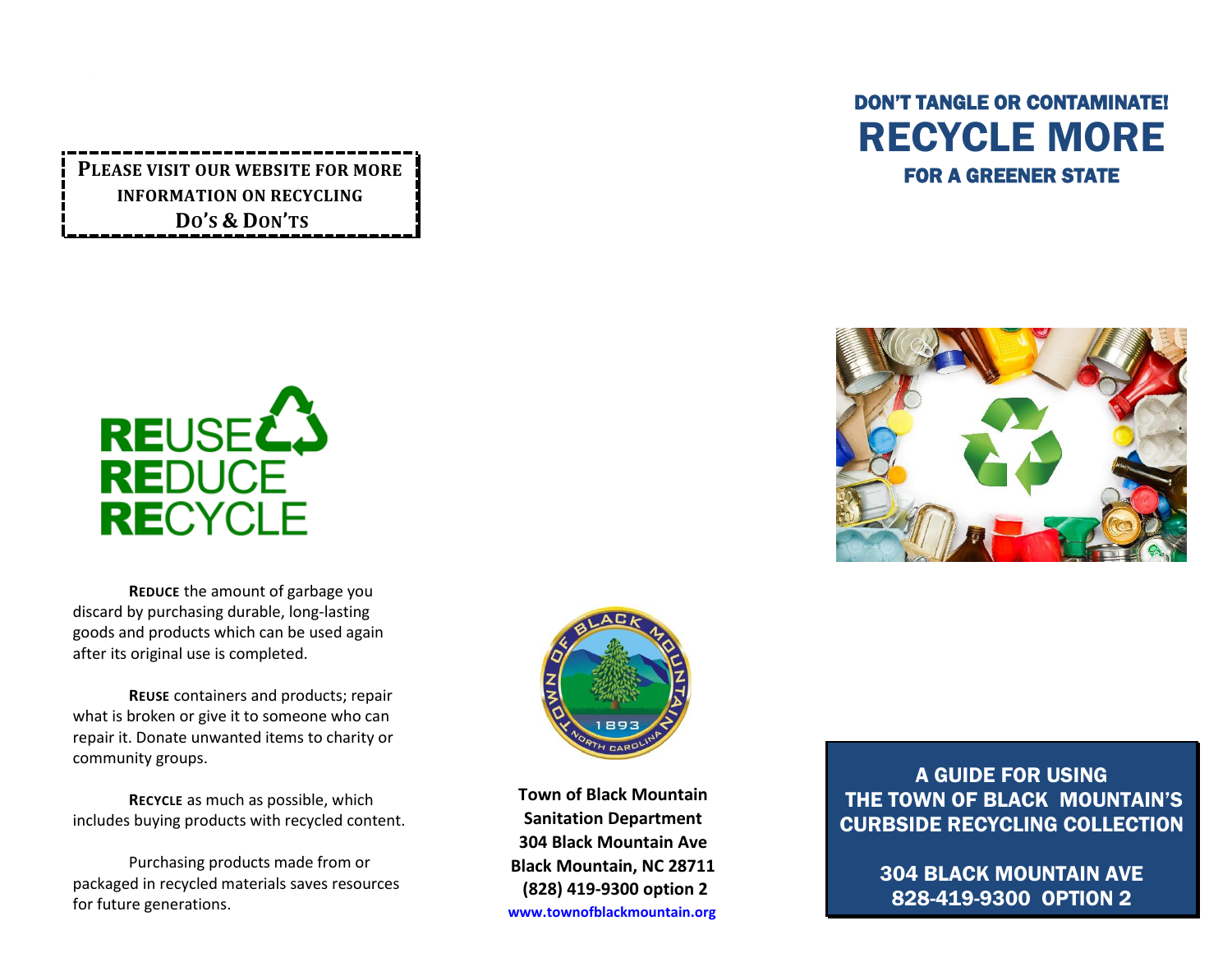**PLEASE VISIT OUR WEBSITE FOR MORE INFORMATION ON RECYCLING DO'S & DON'TS**

REUSE
REDUCE
RECYCLE

**REDUCE** the amount of garbage you discard by purchasing durable, long-lasting goods and products which can be used again after its original use is completed.

**REUSE** containers and products; repair what is broken or give it to someone who can repair it. Donate unwanted items to charity or community groups.

**RECYCLE** as much as possible, which includes buying products with recycled content.

Purchasing products made from or packaged in recycled materials saves resources for future generations.

**Town of Black Mountain**
**Sanitation Department**
**304 Black Mountain Ave**
**Black Mountain, NC 28711**
**(828) 419-9300 option 2**
**www.townofblackmountain.org**

### DON'T TANGLE OR CONTAMINATE!

# RECYCLE MORE

### FOR A GREENER STATE

## A GUIDE FOR USING THE TOWN OF BLACK MOUNTAIN'S CURBSIDE RECYCLING COLLECTION

**304 BLACK MOUNTAIN AVE**
**828-419-9300 OPTION 2**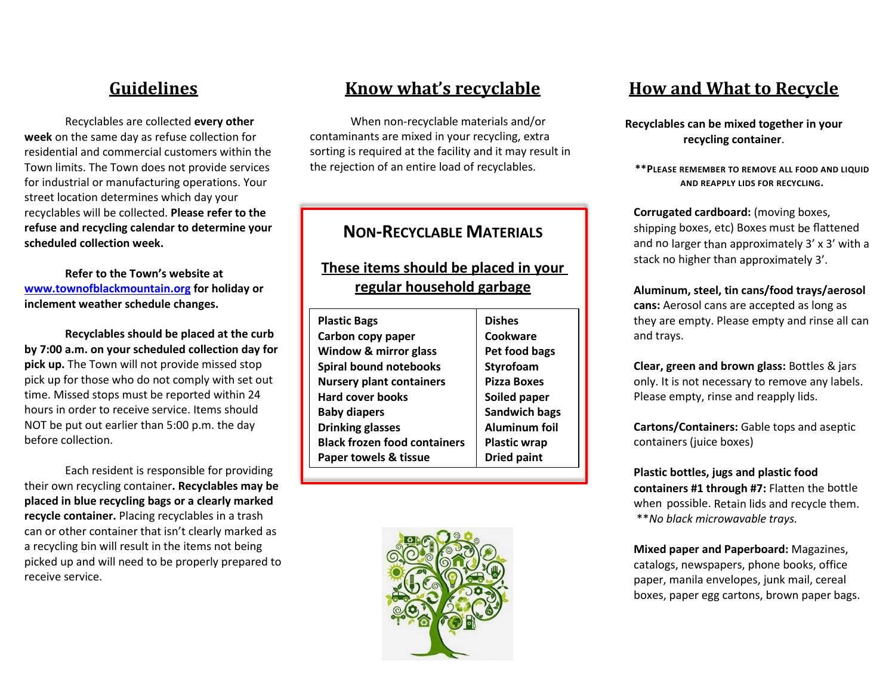## Guidelines

Recyclables are collected **every other week** on the same day as refuse collection for residential and commercial customers within the Town limits. The Town does not provide services for industrial or manufacturing operations. Your street location determines which day your recyclables will be collected. **Please refer to the refuse and recycling calendar to determine your scheduled collection week.**

**Refer to the Town's website at [www.townofblackmountain.org](http://www.townofblackmountain.org) for holiday or inclement weather schedule changes.**

**Recyclables should be placed at the curb by 7:00 a.m. on your scheduled collection day for pick up.** The Town will not provide missed stop pick up for those who do not comply with set out time. Missed stops must be reported within 24 hours in order to receive service. Items should NOT be put out earlier than 5:00 p.m. the day before collection.

Each resident is responsible for providing their own recycling container**. Recyclables may be placed in blue recycling bags or a clearly marked recycle container.** Placing recyclables in a trash can or other container that isn't clearly marked as a recycling bin will result in the items not being picked up and will need to be properly prepared to receive service.

## Know what's recyclable

When non-recyclable materials and/or contaminants are mixed in your recycling, extra sorting is required at the facility and it may result in the rejection of an entire load of recyclables.

### NON-RECYCLABLE MATERIALS

**These items should be placed in your regular household garbage**

| | |
|---|---|
| **Plastic Bags** | **Dishes** |
| **Carbon copy paper** | **Cookware** |
| **Window & mirror glass** | **Pet food bags** |
| **Spiral bound notebooks** | **Styrofoam** |
| **Nursery plant containers** | **Pizza Boxes** |
| **Hard cover books** | **Soiled paper** |
| **Baby diapers** | **Sandwich bags** |
| **Drinking glasses** | **Aluminum foil** |
| **Black frozen food containers** | **Plastic wrap** |
| **Paper towels & tissue** | **Dried paint** |

## How and What to Recycle

**Recyclables can be mixed together in your recycling container.**

**\*\*PLEASE REMEMBER TO REMOVE ALL FOOD AND LIQUID AND REAPPLY LIDS FOR RECYCLING.**

**Corrugated cardboard:** (moving boxes, shipping boxes, etc) Boxes must be flattened and no larger than approximately 3' x 3' with a stack no higher than approximately 3'.

**Aluminum, steel, tin cans/food trays/aerosol cans:** Aerosol cans are accepted as long as they are empty. Please empty and rinse all can and trays.

**Clear, green and brown glass:** Bottles & jars only. It is not necessary to remove any labels. Please empty, rinse and reapply lids.

**Cartons/Containers:** Gable tops and aseptic containers (juice boxes)

**Plastic bottles, jugs and plastic food containers #1 through #7:** Flatten the bottle when possible. Retain lids and recycle them. \*\**No black microwavable trays.*

**Mixed paper and Paperboard:** Magazines, catalogs, newspapers, phone books, office paper, manila envelopes, junk mail, cereal boxes, paper egg cartons, brown paper bags.